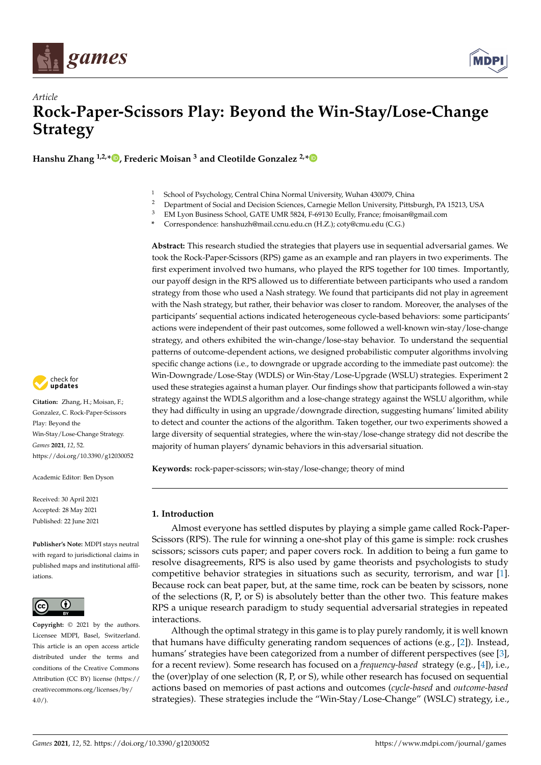*Article*

# Rock-Paper-Scissors Play: Beyond the Win-Stay/Lose-Change Strategy

**Hanshu Zhang [1,2,*], Frederic Moisan [3] and Cleotilde Gonzalez [2,*]**

[1] School of Psychology, Central China Normal University, Wuhan 430079, China
[2] Department of Social and Decision Sciences, Carnegie Mellon University, Pittsburgh, PA 15213, USA
[3] EM Lyon Business School, GATE UMR 5824, F-69130 Ecully, France; fmoisan@gmail.com
\* Correspondence: hanshuzh@mail.ccnu.edu.cn (H.Z.); coty@cmu.edu (C.G.)

**Abstract:** This research studied the strategies that players use in sequential adversarial games. We took the Rock-Paper-Scissors (RPS) game as an example and ran players in two experiments. The first experiment involved two humans, who played the RPS together for 100 times. Importantly, our payoff design in the RPS allowed us to differentiate between participants who used a random strategy from those who used a Nash strategy. We found that participants did not play in agreement with the Nash strategy, but rather, their behavior was closer to random. Moreover, the analyses of the participants' sequential actions indicated heterogeneous cycle-based behaviors: some participants' actions were independent of their past outcomes, some followed a well-known win-stay/lose-change strategy, and others exhibited the win-change/lose-stay behavior. To understand the sequential patterns of outcome-dependent actions, we designed probabilistic computer algorithms involving specific change actions (i.e., to downgrade or upgrade according to the immediate past outcome): the Win-Downgrade/Lose-Stay (WDLS) or Win-Stay/Lose-Upgrade (WSLU) strategies. Experiment 2 used these strategies against a human player. Our findings show that participants followed a win-stay strategy against the WDLS algorithm and a lose-change strategy against the WSLU algorithm, while they had difficulty in using an upgrade/downgrade direction, suggesting humans' limited ability to detect and counter the actions of the algorithm. Taken together, our two experiments showed a large diversity of sequential strategies, where the win-stay/lose-change strategy did not describe the majority of human players' dynamic behaviors in this adversarial situation.

**Keywords:** rock-paper-scissors; win-stay/lose-change; theory of mind

**Citation:** Zhang, H.; Moisan, F.; Gonzalez, C. Rock-Paper-Scissors Play: Beyond the Win-Stay/Lose-Change Strategy. *Games* **2021**, *12*, 52. https://doi.org/10.3390/g12030052

Academic Editor: Ben Dyson

Received: 30 April 2021
Accepted: 28 May 2021
Published: 22 June 2021

**Publisher's Note:** MDPI stays neutral with regard to jurisdictional claims in published maps and institutional affiliations.

**Copyright:** © 2021 by the authors. Licensee MDPI, Basel, Switzerland. This article is an open access article distributed under the terms and conditions of the Creative Commons Attribution (CC BY) license (https://creativecommons.org/licenses/by/4.0/).

## 1. Introduction

Almost everyone has settled disputes by playing a simple game called Rock-Paper-Scissors (RPS). The rule for winning a one-shot play of this game is simple: rock crushes scissors; scissors cuts paper; and paper covers rock. In addition to being a fun game to resolve disagreements, RPS is also used by game theorists and psychologists to study competitive behavior strategies in situations such as security, terrorism, and war [1]. Because rock can beat paper, but, at the same time, rock can be beaten by scissors, none of the selections (R, P, or S) is absolutely better than the other two. This feature makes RPS a unique research paradigm to study sequential adversarial strategies in repeated interactions.

Although the optimal strategy in this game is to play purely randomly, it is well known that humans have difficulty generating random sequences of actions (e.g., [2]). Instead, humans' strategies have been categorized from a number of different perspectives (see [3], for a recent review). Some research has focused on a *frequency-based* strategy (e.g., [4]), i.e., the (over)play of one selection (R, P, or S), while other research has focused on sequential actions based on memories of past actions and outcomes (*cycle-based* and *outcome-based* strategies). These strategies include the "Win-Stay/Lose-Change" (WSLC) strategy, i.e.,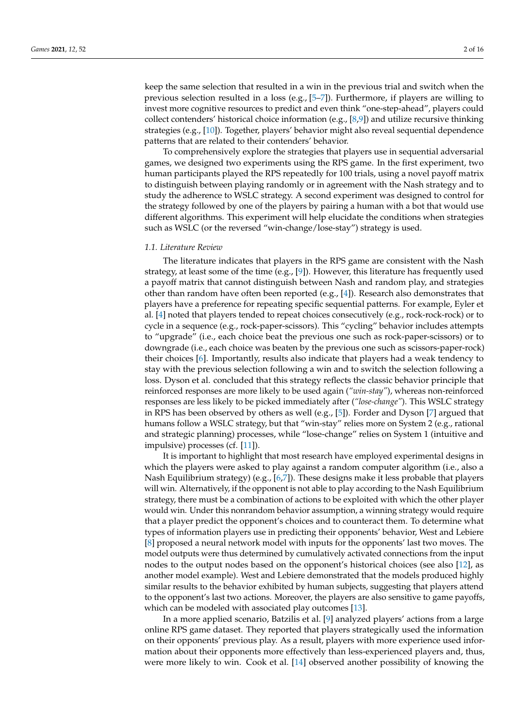keep the same selection that resulted in a win in the previous trial and switch when the previous selection resulted in a loss (e.g., [5–7]). Furthermore, if players are willing to invest more cognitive resources to predict and even think "one-step-ahead", players could collect contenders' historical choice information (e.g., [8,9]) and utilize recursive thinking strategies (e.g., [10]). Together, players' behavior might also reveal sequential dependence patterns that are related to their contenders' behavior.

To comprehensively explore the strategies that players use in sequential adversarial games, we designed two experiments using the RPS game. In the first experiment, two human participants played the RPS repeatedly for 100 trials, using a novel payoff matrix to distinguish between playing randomly or in agreement with the Nash strategy and to study the adherence to WSLC strategy. A second experiment was designed to control for the strategy followed by one of the players by pairing a human with a bot that would use different algorithms. This experiment will help elucidate the conditions when strategies such as WSLC (or the reversed "win-change/lose-stay") strategy is used.

### *1.1. Literature Review*

The literature indicates that players in the RPS game are consistent with the Nash strategy, at least some of the time (e.g., [9]). However, this literature has frequently used a payoff matrix that cannot distinguish between Nash and random play, and strategies other than random have often been reported (e.g., [4]). Research also demonstrates that players have a preference for repeating specific sequential patterns. For example, Eyler et al. [4] noted that players tended to repeat choices consecutively (e.g., rock-rock-rock) or to cycle in a sequence (e.g., rock-paper-scissors). This "cycling" behavior includes attempts to "upgrade" (i.e., each choice beat the previous one such as rock-paper-scissors) or to downgrade (i.e., each choice was beaten by the previous one such as scissors-paper-rock) their choices [6]. Importantly, results also indicate that players had a weak tendency to stay with the previous selection following a win and to switch the selection following a loss. Dyson et al. concluded that this strategy reflects the classic behavior principle that reinforced responses are more likely to be used again (*"win-stay"*), whereas non-reinforced responses are less likely to be picked immediately after (*"lose-change"*). This WSLC strategy in RPS has been observed by others as well (e.g., [5]). Forder and Dyson [7] argued that humans follow a WSLC strategy, but that "win-stay" relies more on System 2 (e.g., rational and strategic planning) processes, while "lose-change" relies on System 1 (intuitive and impulsive) processes (cf. [11]).

It is important to highlight that most research have employed experimental designs in which the players were asked to play against a random computer algorithm (i.e., also a Nash Equilibrium strategy) (e.g., [6,7]). These designs make it less probable that players will win. Alternatively, if the opponent is not able to play according to the Nash Equilibrium strategy, there must be a combination of actions to be exploited with which the other player would win. Under this nonrandom behavior assumption, a winning strategy would require that a player predict the opponent's choices and to counteract them. To determine what types of information players use in predicting their opponents' behavior, West and Lebiere [8] proposed a neural network model with inputs for the opponents' last two moves. The model outputs were thus determined by cumulatively activated connections from the input nodes to the output nodes based on the opponent's historical choices (see also [12], as another model example). West and Lebiere demonstrated that the models produced highly similar results to the behavior exhibited by human subjects, suggesting that players attend to the opponent's last two actions. Moreover, the players are also sensitive to game payoffs, which can be modeled with associated play outcomes [13].

In a more applied scenario, Batzilis et al. [9] analyzed players' actions from a large online RPS game dataset. They reported that players strategically used the information on their opponents' previous play. As a result, players with more experience used information about their opponents more effectively than less-experienced players and, thus, were more likely to win. Cook et al. [14] observed another possibility of knowing the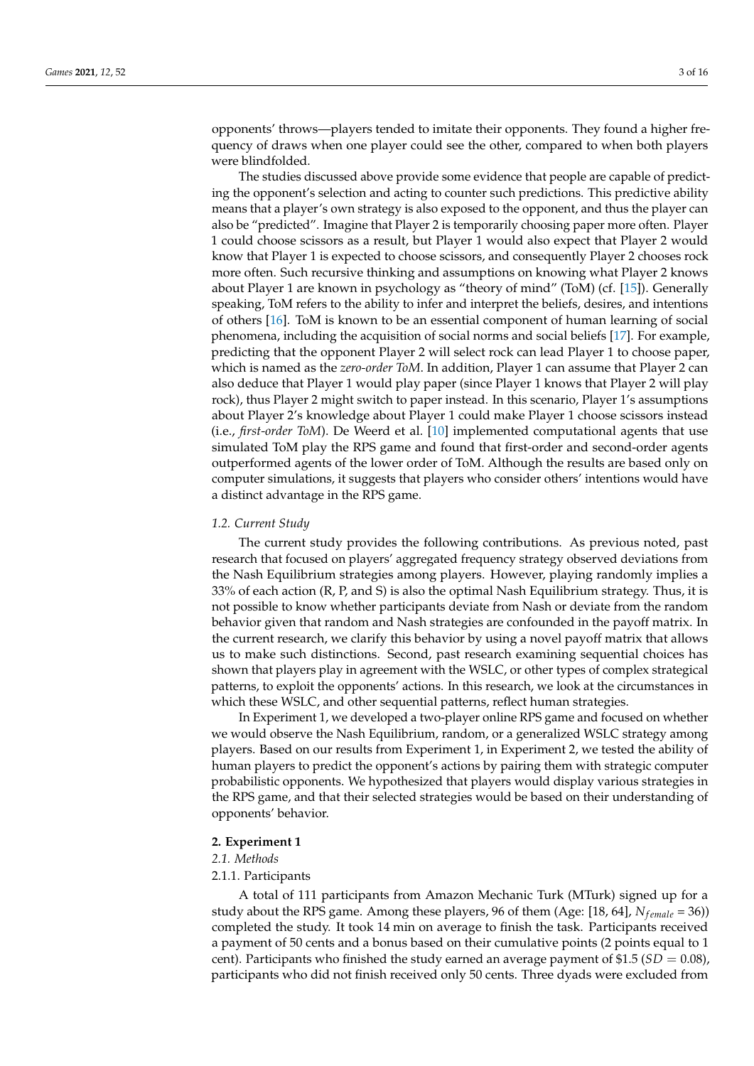opponents' throws—players tended to imitate their opponents. They found a higher frequency of draws when one player could see the other, compared to when both players were blindfolded.

The studies discussed above provide some evidence that people are capable of predicting the opponent's selection and acting to counter such predictions. This predictive ability means that a player's own strategy is also exposed to the opponent, and thus the player can also be "predicted". Imagine that Player 2 is temporarily choosing paper more often. Player 1 could choose scissors as a result, but Player 1 would also expect that Player 2 would know that Player 1 is expected to choose scissors, and consequently Player 2 chooses rock more often. Such recursive thinking and assumptions on knowing what Player 2 knows about Player 1 are known in psychology as "theory of mind" (ToM) (cf. [15]). Generally speaking, ToM refers to the ability to infer and interpret the beliefs, desires, and intentions of others [16]. ToM is known to be an essential component of human learning of social phenomena, including the acquisition of social norms and social beliefs [17]. For example, predicting that the opponent Player 2 will select rock can lead Player 1 to choose paper, which is named as the *zero-order ToM*. In addition, Player 1 can assume that Player 2 can also deduce that Player 1 would play paper (since Player 1 knows that Player 2 will play rock), thus Player 2 might switch to paper instead. In this scenario, Player 1's assumptions about Player 2's knowledge about Player 1 could make Player 1 choose scissors instead (i.e., *first-order ToM*). De Weerd et al. [10] implemented computational agents that use simulated ToM play the RPS game and found that first-order and second-order agents outperformed agents of the lower order of ToM. Although the results are based only on computer simulations, it suggests that players who consider others' intentions would have a distinct advantage in the RPS game.

### *1.2. Current Study*

The current study provides the following contributions. As previous noted, past research that focused on players' aggregated frequency strategy observed deviations from the Nash Equilibrium strategies among players. However, playing randomly implies a 33% of each action (R, P, and S) is also the optimal Nash Equilibrium strategy. Thus, it is not possible to know whether participants deviate from Nash or deviate from the random behavior given that random and Nash strategies are confounded in the payoff matrix. In the current research, we clarify this behavior by using a novel payoff matrix that allows us to make such distinctions. Second, past research examining sequential choices has shown that players play in agreement with the WSLC, or other types of complex strategical patterns, to exploit the opponents' actions. In this research, we look at the circumstances in which these WSLC, and other sequential patterns, reflect human strategies.

In Experiment 1, we developed a two-player online RPS game and focused on whether we would observe the Nash Equilibrium, random, or a generalized WSLC strategy among players. Based on our results from Experiment 1, in Experiment 2, we tested the ability of human players to predict the opponent's actions by pairing them with strategic computer probabilistic opponents. We hypothesized that players would display various strategies in the RPS game, and that their selected strategies would be based on their understanding of opponents' behavior.

## **2. Experiment 1**

### *2.1. Methods*

#### 2.1.1. Participants

A total of 111 participants from Amazon Mechanic Turk (MTurk) signed up for a study about the RPS game. Among these players, 96 of them (Age: [18, 64], $N_{female} = 36$)) completed the study. It took 14 min on average to finish the task. Participants received a payment of 50 cents and a bonus based on their cumulative points (2 points equal to 1 cent). Participants who finished the study earned an average payment of \$1.5 ($SD = 0.08$), participants who did not finish received only 50 cents. Three dyads were excluded from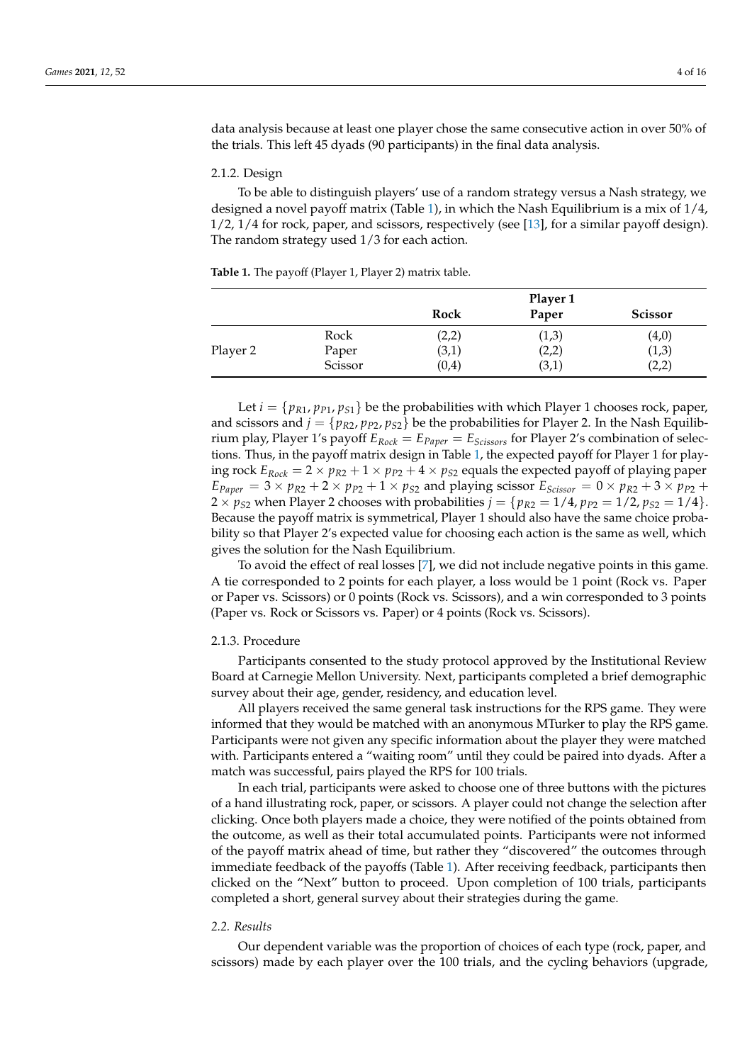data analysis because at least one player chose the same consecutive action in over 50% of the trials. This left 45 dyads (90 participants) in the final data analysis.

#### 2.1.2. Design

To be able to distinguish players' use of a random strategy versus a Nash strategy, we designed a novel payoff matrix (Table 1), in which the Nash Equilibrium is a mix of 1/4, 1/2, 1/4 for rock, paper, and scissors, respectively (see [13], for a similar payoff design). The random strategy used 1/3 for each action.

**Table 1.** The payoff (Player 1, Player 2) matrix table.

| | | Player 1 | | |
|---|---|---|---|---|
| | | **Rock** | **Paper** | **Scissor** |
| Player 2 | Rock | (2,2) | (1,3) | (4,0) |
| | Paper | (3,1) | (2,2) | (1,3) |
| | Scissor | (0,4) | (3,1) | (2,2) |

Let $i = \{p_{R1}, p_{P1}, p_{S1}\}$ be the probabilities with which Player 1 chooses rock, paper, and scissors and $j = \{p_{R2}, p_{P2}, p_{S2}\}$ be the probabilities for Player 2. In the Nash Equilibrium play, Player 1's payoff $E_{Rock} = E_{Paper} = E_{Scissors}$ for Player 2's combination of selections. Thus, in the payoff matrix design in Table 1, the expected payoff for Player 1 for playing rock $E_{Rock} = 2 \times p_{R2} + 1 \times p_{P2} + 4 \times p_{S2}$ equals the expected payoff of playing paper $E_{Paper} = 3 \times p_{R2} + 2 \times p_{P2} + 1 \times p_{S2}$ and playing scissor $E_{Scissor} = 0 \times p_{R2} + 3 \times p_{P2} + 2 \times p_{S2}$ when Player 2 chooses with probabilities $j = \{p_{R2} = 1/4, p_{P2} = 1/2, p_{S2} = 1/4\}$. Because the payoff matrix is symmetrical, Player 1 should also have the same choice probability so that Player 2's expected value for choosing each action is the same as well, which gives the solution for the Nash Equilibrium.

To avoid the effect of real losses [7], we did not include negative points in this game. A tie corresponded to 2 points for each player, a loss would be 1 point (Rock vs. Paper or Paper vs. Scissors) or 0 points (Rock vs. Scissors), and a win corresponded to 3 points (Paper vs. Rock or Scissors vs. Paper) or 4 points (Rock vs. Scissors).

#### 2.1.3. Procedure

Participants consented to the study protocol approved by the Institutional Review Board at Carnegie Mellon University. Next, participants completed a brief demographic survey about their age, gender, residency, and education level.

All players received the same general task instructions for the RPS game. They were informed that they would be matched with an anonymous MTurker to play the RPS game. Participants were not given any specific information about the player they were matched with. Participants entered a "waiting room" until they could be paired into dyads. After a match was successful, pairs played the RPS for 100 trials.

In each trial, participants were asked to choose one of three buttons with the pictures of a hand illustrating rock, paper, or scissors. A player could not change the selection after clicking. Once both players made a choice, they were notified of the points obtained from the outcome, as well as their total accumulated points. Participants were not informed of the payoff matrix ahead of time, but rather they "discovered" the outcomes through immediate feedback of the payoffs (Table 1). After receiving feedback, participants then clicked on the "Next" button to proceed. Upon completion of 100 trials, participants completed a short, general survey about their strategies during the game.

### *2.2. Results*

Our dependent variable was the proportion of choices of each type (rock, paper, and scissors) made by each player over the 100 trials, and the cycling behaviors (upgrade,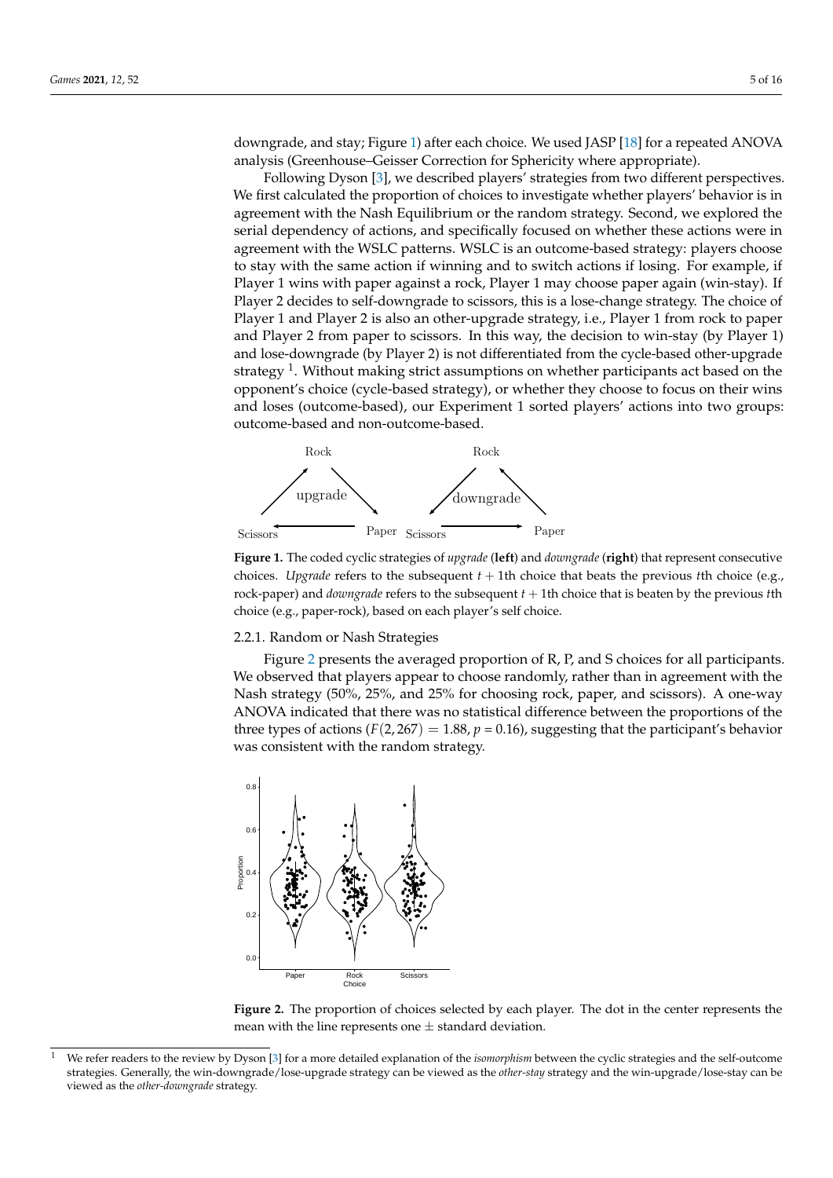downgrade, and stay; Figure 1) after each choice. We used JASP [18] for a repeated ANOVA analysis (Greenhouse–Geisser Correction for Sphericity where appropriate).

Following Dyson [3], we described players' strategies from two different perspectives. We first calculated the proportion of choices to investigate whether players' behavior is in agreement with the Nash Equilibrium or the random strategy. Second, we explored the serial dependency of actions, and specifically focused on whether these actions were in agreement with the WSLC patterns. WSLC is an outcome-based strategy: players choose to stay with the same action if winning and to switch actions if losing. For example, if Player 1 wins with paper against a rock, Player 1 may choose paper again (win-stay). If Player 2 decides to self-downgrade to scissors, this is a lose-change strategy. The choice of Player 1 and Player 2 is also an other-upgrade strategy, i.e., Player 1 from rock to paper and Player 2 from paper to scissors. In this way, the decision to win-stay (by Player 1) and lose-downgrade (by Player 2) is not differentiated from the cycle-based other-upgrade strategy [1]. Without making strict assumptions on whether participants act based on the opponent's choice (cycle-based strategy), or whether they choose to focus on their wins and loses (outcome-based), our Experiment 1 sorted players' actions into two groups: outcome-based and non-outcome-based.

**Figure 1.** The coded cyclic strategies of *upgrade* (**left**) and *downgrade* (**right**) that represent consecutive choices. *Upgrade* refers to the subsequent $t+1$th choice that beats the previous $t$th choice (e.g., rock-paper) and *downgrade* refers to the subsequent $t+1$th choice that is beaten by the previous $t$th choice (e.g., paper-rock), based on each player's self choice.

### 2.2.1. Random or Nash Strategies

Figure 2 presents the averaged proportion of R, P, and S choices for all participants. We observed that players appear to choose randomly, rather than in agreement with the Nash strategy (50%, 25%, and 25% for choosing rock, paper, and scissors). A one-way ANOVA indicated that there was no statistical difference between the proportions of the three types of actions ($F(2, 267) = 1.88$, $p = 0.16$), suggesting that the participant's behavior was consistent with the random strategy.

**Figure 2.** The proportion of choices selected by each player. The dot in the center represents the mean with the line represents one $\pm$ standard deviation.

[1] We refer readers to the review by Dyson [3] for a more detailed explanation of the *isomorphism* between the cyclic strategies and the self-outcome strategies. Generally, the win-downgrade/lose-upgrade strategy can be viewed as the *other-stay* strategy and the win-upgrade/lose-stay can be viewed as the *other-downgrade* strategy.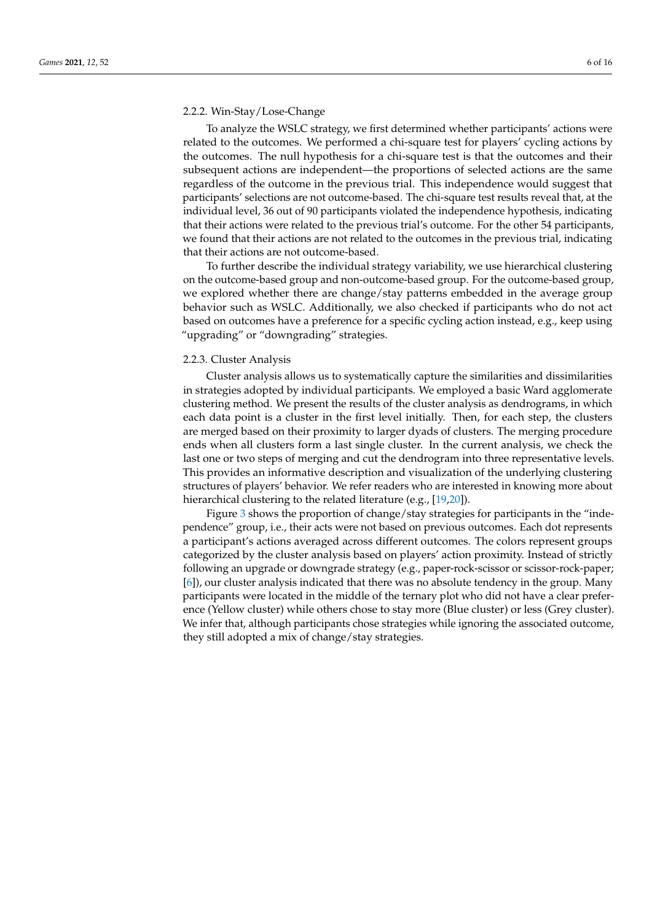#### 2.2.2. Win-Stay/Lose-Change

To analyze the WSLC strategy, we first determined whether participants' actions were related to the outcomes. We performed a chi-square test for players' cycling actions by the outcomes. The null hypothesis for a chi-square test is that the outcomes and their subsequent actions are independent—the proportions of selected actions are the same regardless of the outcome in the previous trial. This independence would suggest that participants' selections are not outcome-based. The chi-square test results reveal that, at the individual level, 36 out of 90 participants violated the independence hypothesis, indicating that their actions were related to the previous trial's outcome. For the other 54 participants, we found that their actions are not related to the outcomes in the previous trial, indicating that their actions are not outcome-based.

To further describe the individual strategy variability, we use hierarchical clustering on the outcome-based group and non-outcome-based group. For the outcome-based group, we explored whether there are change/stay patterns embedded in the average group behavior such as WSLC. Additionally, we also checked if participants who do not act based on outcomes have a preference for a specific cycling action instead, e.g., keep using "upgrading" or "downgrading" strategies.

#### 2.2.3. Cluster Analysis

Cluster analysis allows us to systematically capture the similarities and dissimilarities in strategies adopted by individual participants. We employed a basic Ward agglomerate clustering method. We present the results of the cluster analysis as dendrograms, in which each data point is a cluster in the first level initially. Then, for each step, the clusters are merged based on their proximity to larger dyads of clusters. The merging procedure ends when all clusters form a last single cluster. In the current analysis, we check the last one or two steps of merging and cut the dendrogram into three representative levels. This provides an informative description and visualization of the underlying clustering structures of players' behavior. We refer readers who are interested in knowing more about hierarchical clustering to the related literature (e.g., [19,20]).

Figure 3 shows the proportion of change/stay strategies for participants in the "independence" group, i.e., their acts were not based on previous outcomes. Each dot represents a participant's actions averaged across different outcomes. The colors represent groups categorized by the cluster analysis based on players' action proximity. Instead of strictly following an upgrade or downgrade strategy (e.g., paper-rock-scissor or scissor-rock-paper; [6]), our cluster analysis indicated that there was no absolute tendency in the group. Many participants were located in the middle of the ternary plot who did not have a clear preference (Yellow cluster) while others chose to stay more (Blue cluster) or less (Grey cluster). We infer that, although participants chose strategies while ignoring the associated outcome, they still adopted a mix of change/stay strategies.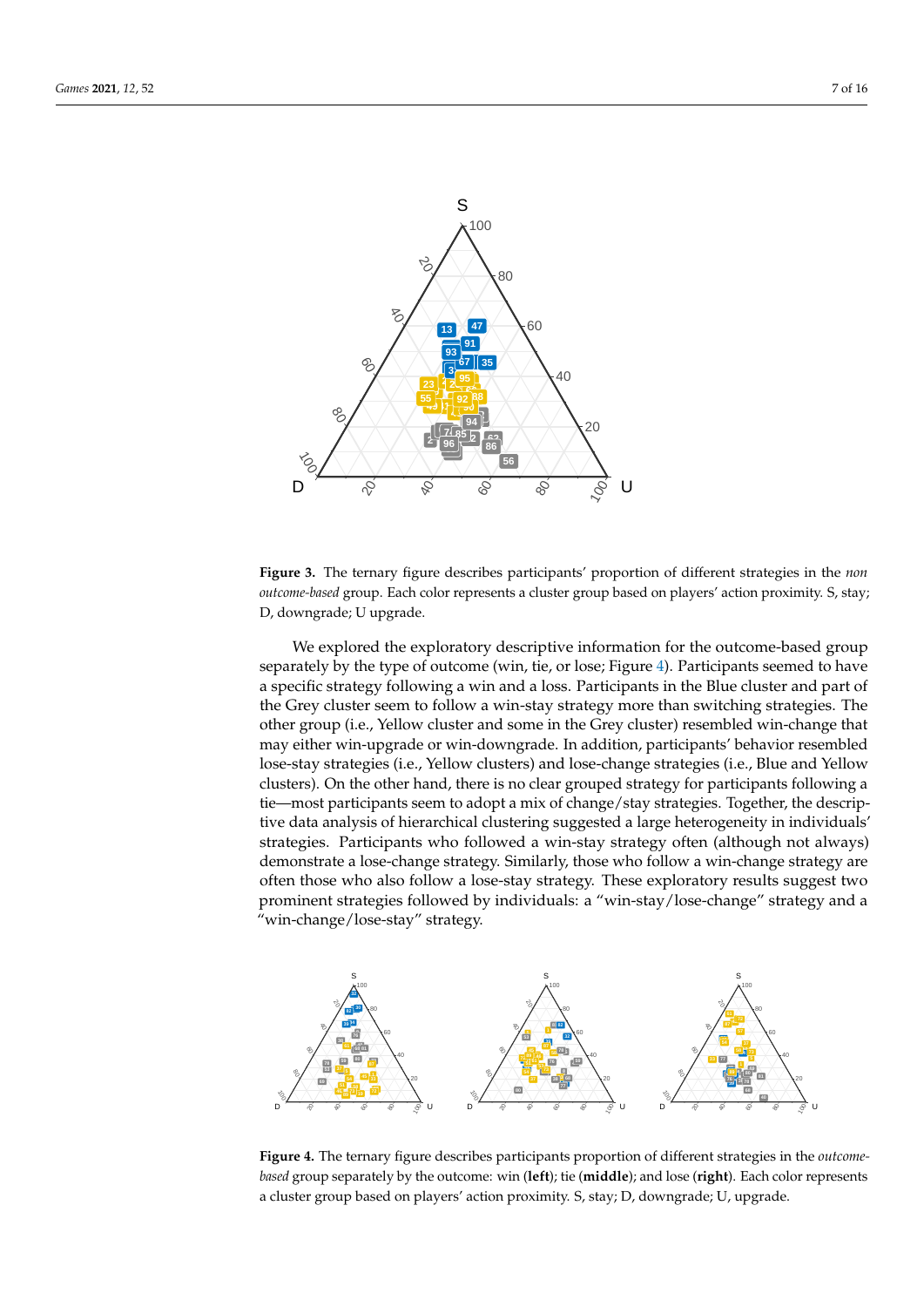**Figure 3.** The ternary figure describes participants' proportion of different strategies in the *non outcome-based* group. Each color represents a cluster group based on players' action proximity. S, stay; D, downgrade; U upgrade.

We explored the exploratory descriptive information for the outcome-based group separately by the type of outcome (win, tie, or lose; Figure 4). Participants seemed to have a specific strategy following a win and a loss. Participants in the Blue cluster and part of the Grey cluster seem to follow a win-stay strategy more than switching strategies. The other group (i.e., Yellow cluster and some in the Grey cluster) resembled win-change that may either win-upgrade or win-downgrade. In addition, participants' behavior resembled lose-stay strategies (i.e., Yellow clusters) and lose-change strategies (i.e., Blue and Yellow clusters). On the other hand, there is no clear grouped strategy for participants following a tie—most participants seem to adopt a mix of change/stay strategies. Together, the descriptive data analysis of hierarchical clustering suggested a large heterogeneity in individuals' strategies. Participants who followed a win-stay strategy often (although not always) demonstrate a lose-change strategy. Similarly, those who follow a win-change strategy are often those who also follow a lose-stay strategy. These exploratory results suggest two prominent strategies followed by individuals: a "win-stay/lose-change" strategy and a "win-change/lose-stay" strategy.

**Figure 4.** The ternary figure describes participants proportion of different strategies in the *outcome-based* group separately by the outcome: win (**left**); tie (**middle**); and lose (**right**). Each color represents a cluster group based on players' action proximity. S, stay; D, downgrade; U, upgrade.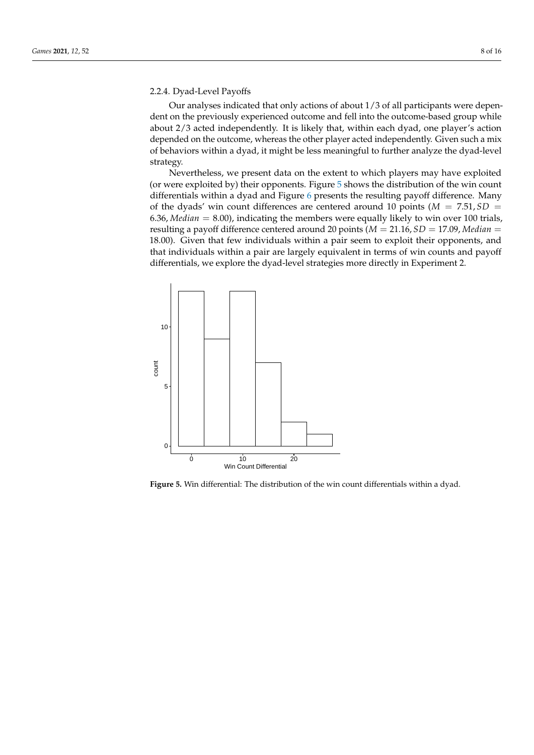### 2.2.4. Dyad-Level Payoffs

Our analyses indicated that only actions of about 1/3 of all participants were dependent on the previously experienced outcome and fell into the outcome-based group while about 2/3 acted independently. It is likely that, within each dyad, one player's action depended on the outcome, whereas the other player acted independently. Given such a mix of behaviors within a dyad, it might be less meaningful to further analyze the dyad-level strategy.

Nevertheless, we present data on the extent to which players may have exploited (or were exploited by) their opponents. Figure 5 shows the distribution of the win count differentials within a dyad and Figure 6 presents the resulting payoff difference. Many of the dyads' win count differences are centered around 10 points ($M = 7.51, SD = 6.36$, $Median = 8.00$), indicating the members were equally likely to win over 100 trials, resulting a payoff difference centered around 20 points ($M = 21.16, SD = 17.09$, $Median = 18.00$). Given that few individuals within a pair seem to exploit their opponents, and that individuals within a pair are largely equivalent in terms of win counts and payoff differentials, we explore the dyad-level strategies more directly in Experiment 2.

**Figure 5.** Win differential: The distribution of the win count differentials within a dyad.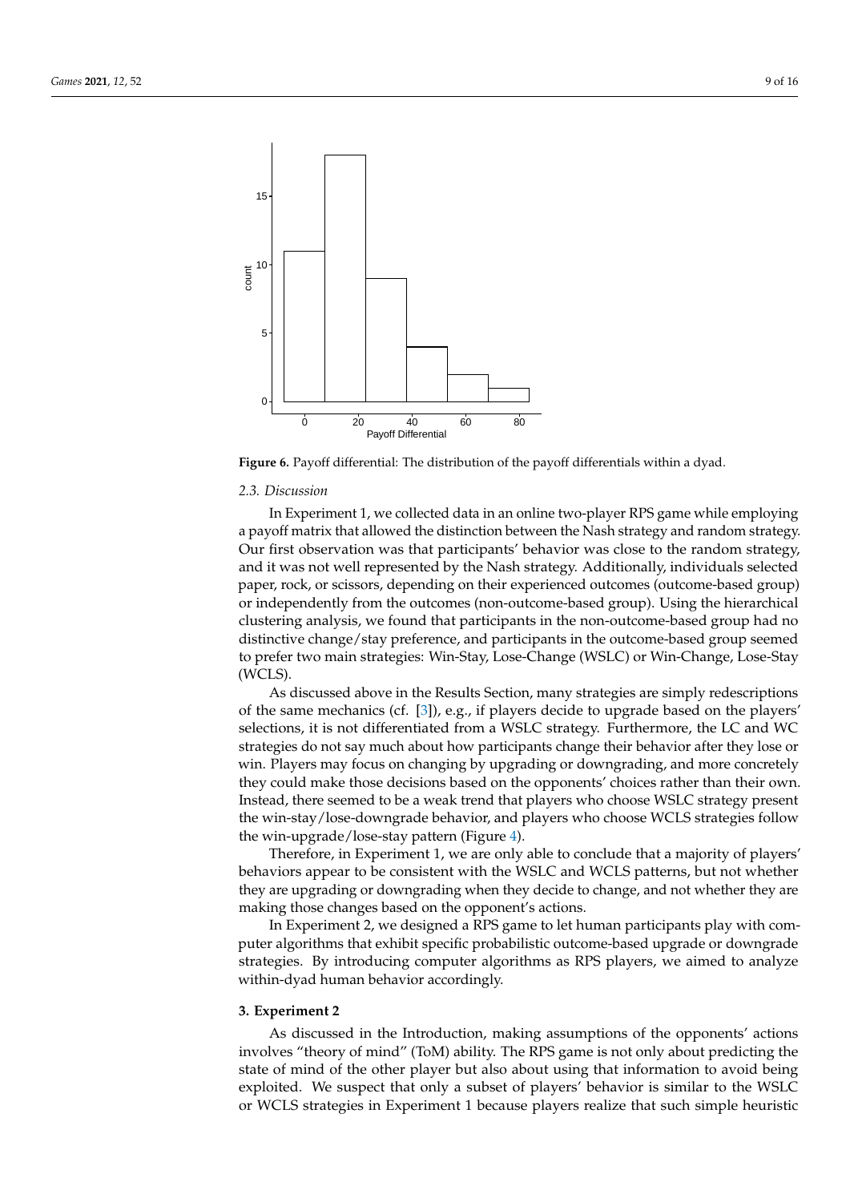**Figure 6.** Payoff differential: The distribution of the payoff differentials within a dyad.

### 2.3. Discussion

In Experiment 1, we collected data in an online two-player RPS game while employing a payoff matrix that allowed the distinction between the Nash strategy and random strategy. Our first observation was that participants' behavior was close to the random strategy, and it was not well represented by the Nash strategy. Additionally, individuals selected paper, rock, or scissors, depending on their experienced outcomes (outcome-based group) or independently from the outcomes (non-outcome-based group). Using the hierarchical clustering analysis, we found that participants in the non-outcome-based group had no distinctive change/stay preference, and participants in the outcome-based group seemed to prefer two main strategies: Win-Stay, Lose-Change (WSLC) or Win-Change, Lose-Stay (WCLS).

As discussed above in the Results Section, many strategies are simply redescriptions of the same mechanics (cf. [3]), e.g., if players decide to upgrade based on the players' selections, it is not differentiated from a WSLC strategy. Furthermore, the LC and WC strategies do not say much about how participants change their behavior after they lose or win. Players may focus on changing by upgrading or downgrading, and more concretely they could make those decisions based on the opponents' choices rather than their own. Instead, there seemed to be a weak trend that players who choose WSLC strategy present the win-stay/lose-downgrade behavior, and players who choose WCLS strategies follow the win-upgrade/lose-stay pattern (Figure 4).

Therefore, in Experiment 1, we are only able to conclude that a majority of players' behaviors appear to be consistent with the WSLC and WCLS patterns, but not whether they are upgrading or downgrading when they decide to change, and not whether they are making those changes based on the opponent's actions.

In Experiment 2, we designed a RPS game to let human participants play with computer algorithms that exhibit specific probabilistic outcome-based upgrade or downgrade strategies. By introducing computer algorithms as RPS players, we aimed to analyze within-dyad human behavior accordingly.

## 3. Experiment 2

As discussed in the Introduction, making assumptions of the opponents' actions involves "theory of mind" (ToM) ability. The RPS game is not only about predicting the state of mind of the other player but also about using that information to avoid being exploited. We suspect that only a subset of players' behavior is similar to the WSLC or WCLS strategies in Experiment 1 because players realize that such simple heuristic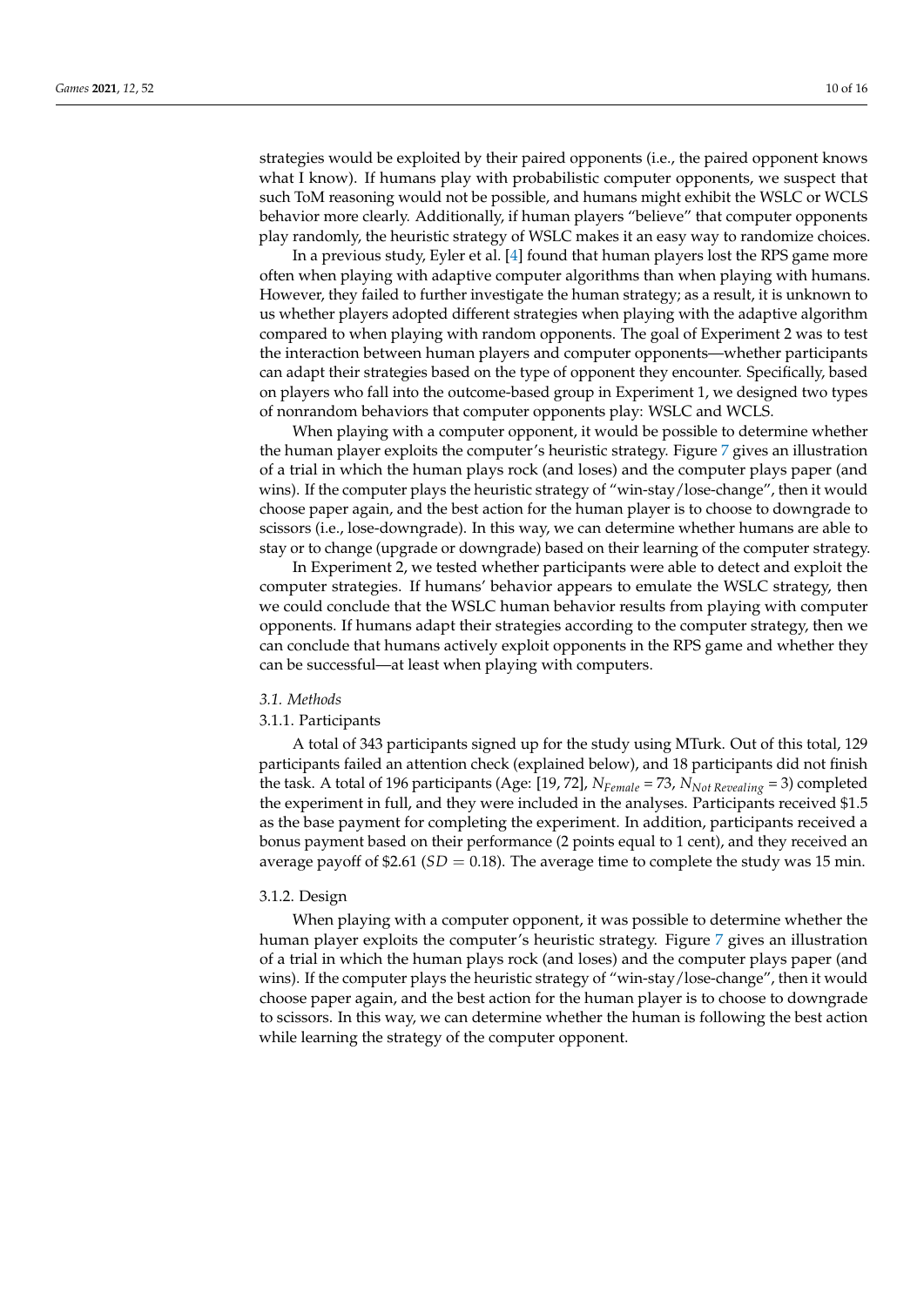strategies would be exploited by their paired opponents (i.e., the paired opponent knows what I know). If humans play with probabilistic computer opponents, we suspect that such ToM reasoning would not be possible, and humans might exhibit the WSLC or WCLS behavior more clearly. Additionally, if human players "believe" that computer opponents play randomly, the heuristic strategy of WSLC makes it an easy way to randomize choices.

In a previous study, Eyler et al. [4] found that human players lost the RPS game more often when playing with adaptive computer algorithms than when playing with humans. However, they failed to further investigate the human strategy; as a result, it is unknown to us whether players adopted different strategies when playing with the adaptive algorithm compared to when playing with random opponents. The goal of Experiment 2 was to test the interaction between human players and computer opponents—whether participants can adapt their strategies based on the type of opponent they encounter. Specifically, based on players who fall into the outcome-based group in Experiment 1, we designed two types of nonrandom behaviors that computer opponents play: WSLC and WCLS.

When playing with a computer opponent, it would be possible to determine whether the human player exploits the computer's heuristic strategy. Figure 7 gives an illustration of a trial in which the human plays rock (and loses) and the computer plays paper (and wins). If the computer plays the heuristic strategy of "win-stay/lose-change", then it would choose paper again, and the best action for the human player is to choose to downgrade to scissors (i.e., lose-downgrade). In this way, we can determine whether humans are able to stay or to change (upgrade or downgrade) based on their learning of the computer strategy.

In Experiment 2, we tested whether participants were able to detect and exploit the computer strategies. If humans' behavior appears to emulate the WSLC strategy, then we could conclude that the WSLC human behavior results from playing with computer opponents. If humans adapt their strategies according to the computer strategy, then we can conclude that humans actively exploit opponents in the RPS game and whether they can be successful—at least when playing with computers.

### *3.1. Methods*

#### 3.1.1. Participants

A total of 343 participants signed up for the study using MTurk. Out of this total, 129 participants failed an attention check (explained below), and 18 participants did not finish the task. A total of 196 participants (Age: [19, 72], $N_{Female}$ = 73, $N_{Not\ Revealing}$ = 3) completed the experiment in full, and they were included in the analyses. Participants received \$1.5 as the base payment for completing the experiment. In addition, participants received a bonus payment based on their performance (2 points equal to 1 cent), and they received an average payoff of \$2.61 ($SD = 0.18$). The average time to complete the study was 15 min.

#### 3.1.2. Design

When playing with a computer opponent, it was possible to determine whether the human player exploits the computer's heuristic strategy. Figure 7 gives an illustration of a trial in which the human plays rock (and loses) and the computer plays paper (and wins). If the computer plays the heuristic strategy of "win-stay/lose-change", then it would choose paper again, and the best action for the human player is to choose to downgrade to scissors. In this way, we can determine whether the human is following the best action while learning the strategy of the computer opponent.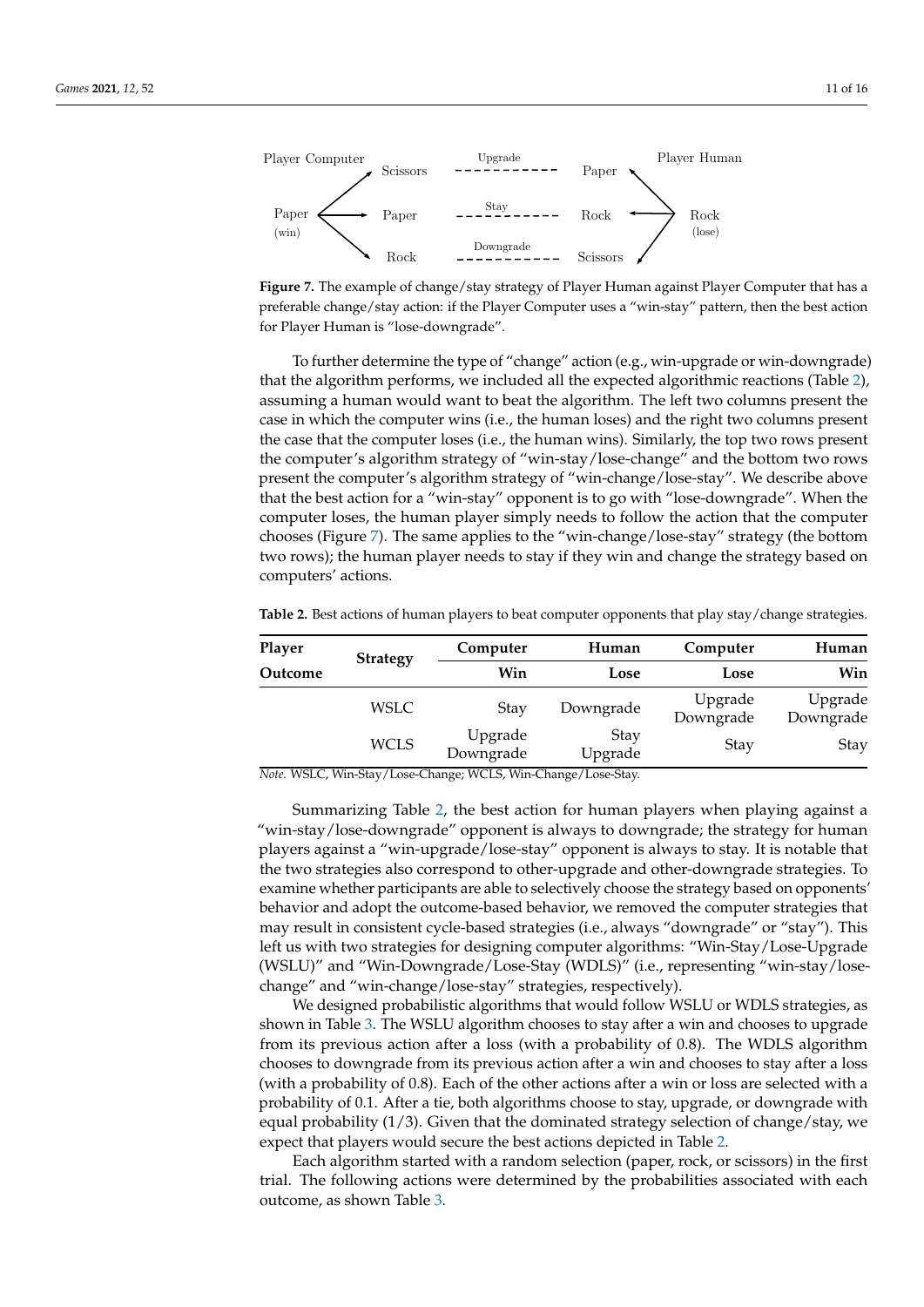Figure 7. The example of change/stay strategy of Player Human against Player Computer that has a preferable change/stay action: if the Player Computer uses a "win-stay" pattern, then the best action for Player Human is "lose-downgrade".

To further determine the type of "change" action (e.g., win-upgrade or win-downgrade) that the algorithm performs, we included all the expected algorithmic reactions (Table 2), assuming a human would want to beat the algorithm. The left two columns present the case in which the computer wins (i.e., the human loses) and the right two columns present the case that the computer loses (i.e., the human wins). Similarly, the top two rows present the computer's algorithm strategy of "win-stay/lose-change" and the bottom two rows present the computer's algorithm strategy of "win-change/lose-stay". We describe above that the best action for a "win-stay" opponent is to go with "lose-downgrade". When the computer loses, the human player simply needs to follow the action that the computer chooses (Figure 7). The same applies to the "win-change/lose-stay" strategy (the bottom two rows); the human player needs to stay if they win and change the strategy based on computers' actions.

**Table 2.** Best actions of human players to beat computer opponents that play stay/change strategies.

| Player / Outcome | Strategy | Computer Win | Human Lose | Computer Lose | Human Win |
|---|---|---|---|---|---|
| | WSLC | Stay | Downgrade | Upgrade Downgrade | Upgrade Downgrade |
| | WCLS | Upgrade Downgrade | Stay Upgrade | Stay | Stay |

*Note.* WSLC, Win-Stay/Lose-Change; WCLS, Win-Change/Lose-Stay.

Summarizing Table 2, the best action for human players when playing against a "win-stay/lose-downgrade" opponent is always to downgrade; the strategy for human players against a "win-upgrade/lose-stay" opponent is always to stay. It is notable that the two strategies also correspond to other-upgrade and other-downgrade strategies. To examine whether participants are able to selectively choose the strategy based on opponents' behavior and adopt the outcome-based behavior, we removed the computer strategies that may result in consistent cycle-based strategies (i.e., always "downgrade" or "stay"). This left us with two strategies for designing computer algorithms: "Win-Stay/Lose-Upgrade (WSLU)" and "Win-Downgrade/Lose-Stay (WDLS)" (i.e., representing "win-stay/lose-change" and "win-change/lose-stay" strategies, respectively).

We designed probabilistic algorithms that would follow WSLU or WDLS strategies, as shown in Table 3. The WSLU algorithm chooses to stay after a win and chooses to upgrade from its previous action after a loss (with a probability of 0.8). The WDLS algorithm chooses to downgrade from its previous action after a win and chooses to stay after a loss (with a probability of 0.8). Each of the other actions after a win or loss are selected with a probability of 0.1. After a tie, both algorithms choose to stay, upgrade, or downgrade with equal probability (1/3). Given that the dominated strategy selection of change/stay, we expect that players would secure the best actions depicted in Table 2.

Each algorithm started with a random selection (paper, rock, or scissors) in the first trial. The following actions were determined by the probabilities associated with each outcome, as shown Table 3.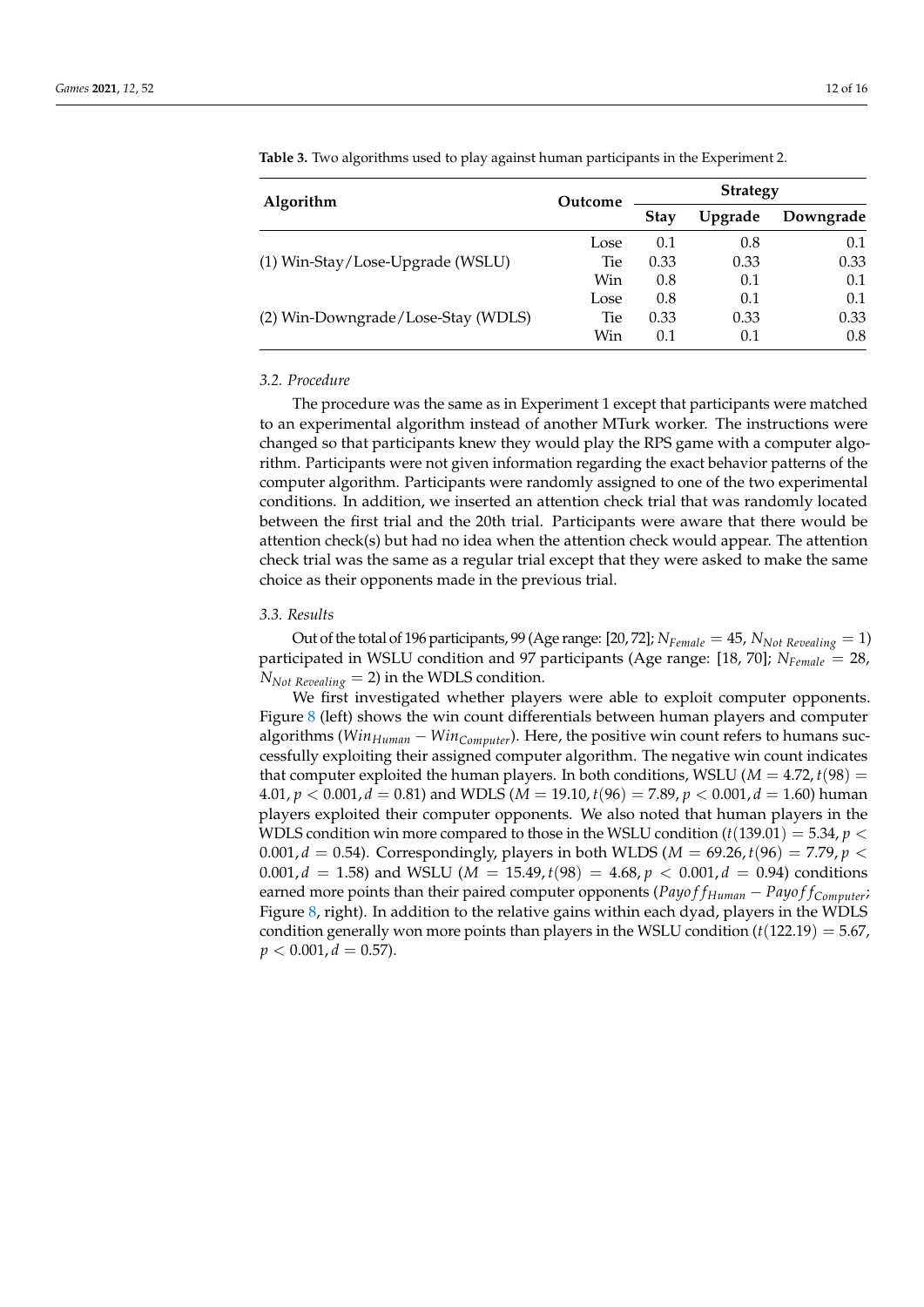**Table 3.** Two algorithms used to play against human participants in the Experiment 2.

| Algorithm | Outcome | Strategy | | |
|---|---|---|---|---|
| | | **Stay** | **Upgrade** | **Downgrade** |
| (1) Win-Stay/Lose-Upgrade (WSLU) | Lose | 0.1 | 0.8 | 0.1 |
| | Tie | 0.33 | 0.33 | 0.33 |
| | Win | 0.8 | 0.1 | 0.1 |
| (2) Win-Downgrade/Lose-Stay (WDLS) | Lose | 0.8 | 0.1 | 0.1 |
| | Tie | 0.33 | 0.33 | 0.33 |
| | Win | 0.1 | 0.1 | 0.8 |

### 3.2. Procedure

The procedure was the same as in Experiment 1 except that participants were matched to an experimental algorithm instead of another MTurk worker. The instructions were changed so that participants knew they would play the RPS game with a computer algorithm. Participants were not given information regarding the exact behavior patterns of the computer algorithm. Participants were randomly assigned to one of the two experimental conditions. In addition, we inserted an attention check trial that was randomly located between the first trial and the 20th trial. Participants were aware that there would be attention check(s) but had no idea when the attention check would appear. The attention check trial was the same as a regular trial except that they were asked to make the same choice as their opponents made in the previous trial.

### 3.3. Results

Out of the total of 196 participants, 99 (Age range: [20, 72]; $N_{Female} = 45$, $N_{Not\ Revealing} = 1$) participated in WSLU condition and 97 participants (Age range: [18, 70]; $N_{Female} = 28$, $N_{Not\ Revealing} = 2$) in the WDLS condition.

We first investigated whether players were able to exploit computer opponents. Figure 8 (left) shows the win count differentials between human players and computer algorithms ($Win_{Human} - Win_{Computer}$). Here, the positive win count refers to humans successfully exploiting their assigned computer algorithm. The negative win count indicates that computer exploited the human players. In both conditions, WSLU ($M = 4.72, t(98) = 4.01, p < 0.001, d = 0.81$) and WDLS ($M = 19.10, t(96) = 7.89, p < 0.001, d = 1.60$) human players exploited their computer opponents. We also noted that human players in the WDLS condition win more compared to those in the WSLU condition ($t(139.01) = 5.34, p < 0.001, d = 0.54$). Correspondingly, players in both WLDS ($M = 69.26, t(96) = 7.79, p < 0.001, d = 1.58$) and WSLU ($M = 15.49, t(98) = 4.68, p < 0.001, d = 0.94$) conditions earned more points than their paired computer opponents ($Payoff_{Human} - Payoff_{Computer}$; Figure 8, right). In addition to the relative gains within each dyad, players in the WDLS condition generally won more points than players in the WSLU condition ($t(122.19) = 5.67$, $p < 0.001, d = 0.57$).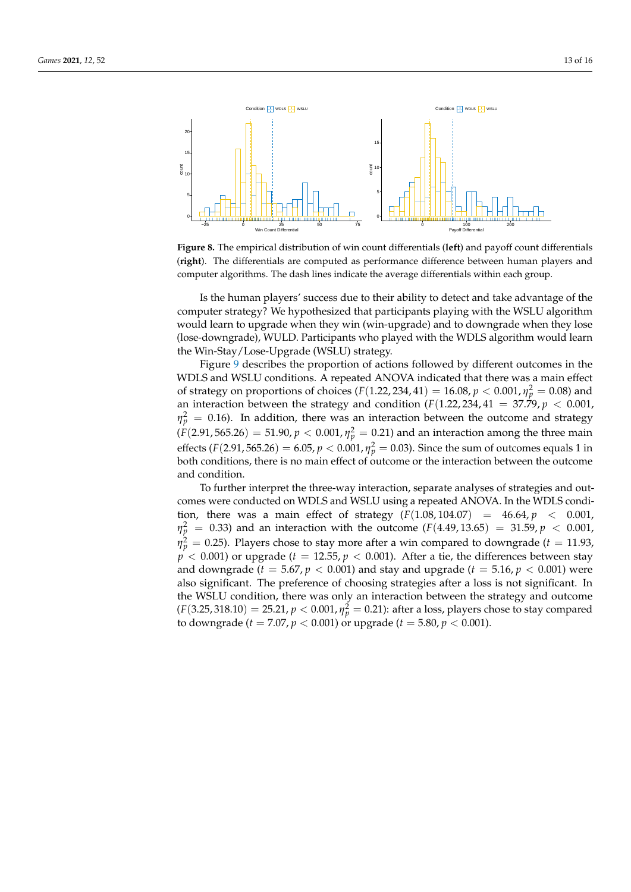**Figure 8.** The empirical distribution of win count differentials (**left**) and payoff count differentials (**right**). The differentials are computed as performance difference between human players and computer algorithms. The dash lines indicate the average differentials within each group.

Is the human players' success due to their ability to detect and take advantage of the computer strategy? We hypothesized that participants playing with the WSLU algorithm would learn to upgrade when they win (win-upgrade) and to downgrade when they lose (lose-downgrade), WULD. Participants who played with the WDLS algorithm would learn the Win-Stay/Lose-Upgrade (WSLU) strategy.

Figure 9 describes the proportion of actions followed by different outcomes in the WDLS and WSLU conditions. A repeated ANOVA indicated that there was a main effect of strategy on proportions of choices ($F(1.22, 234, 41) = 16.08, p < 0.001, \eta_p^2 = 0.08$) and an interaction between the strategy and condition ($F(1.22, 234, 41 = 37.79, p < 0.001$, $\eta_p^2 = 0.16$). In addition, there was an interaction between the outcome and strategy ($F(2.91, 565.26) = 51.90, p < 0.001, \eta_p^2 = 0.21$) and an interaction among the three main effects ($F(2.91, 565.26) = 6.05, p < 0.001, \eta_p^2 = 0.03$). Since the sum of outcomes equals 1 in both conditions, there is no main effect of outcome or the interaction between the outcome and condition.

To further interpret the three-way interaction, separate analyses of strategies and outcomes were conducted on WDLS and WSLU using a repeated ANOVA. In the WDLS condition, there was a main effect of strategy ($F(1.08, 104.07) = 46.64, p < 0.001$, $\eta_p^2 = 0.33$) and an interaction with the outcome ($F(4.49, 13.65) = 31.59, p < 0.001$, $\eta_p^2 = 0.25$). Players chose to stay more after a win compared to downgrade ($t = 11.93$, $p < 0.001$) or upgrade ($t = 12.55, p < 0.001$). After a tie, the differences between stay and downgrade ($t = 5.67, p < 0.001$) and stay and upgrade ($t = 5.16, p < 0.001$) were also significant. The preference of choosing strategies after a loss is not significant. In the WSLU condition, there was only an interaction between the strategy and outcome ($F(3.25, 318.10) = 25.21, p < 0.001, \eta_p^2 = 0.21$): after a loss, players chose to stay compared to downgrade ($t = 7.07, p < 0.001$) or upgrade ($t = 5.80, p < 0.001$).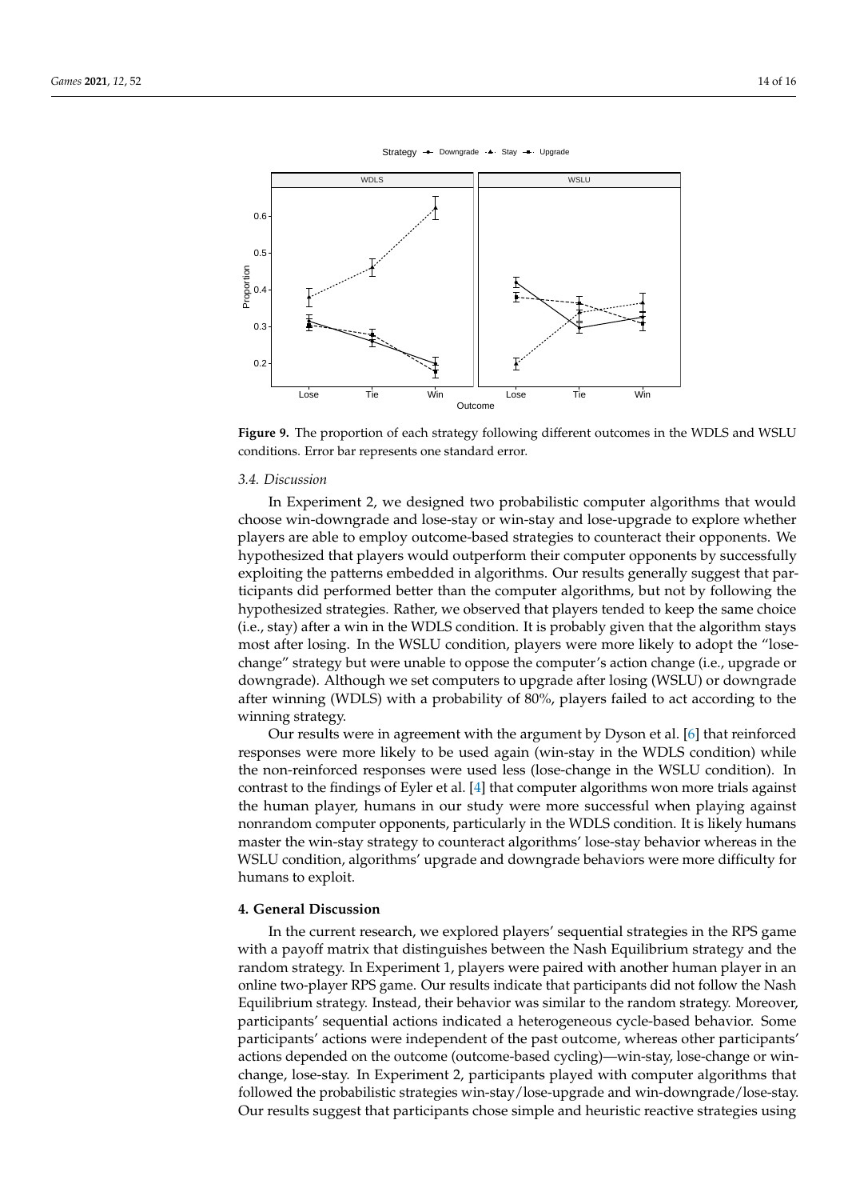**Figure 9.** The proportion of each strategy following different outcomes in the WDLS and WSLU conditions. Error bar represents one standard error.

### 3.4. Discussion

In Experiment 2, we designed two probabilistic computer algorithms that would choose win-downgrade and lose-stay or win-stay and lose-upgrade to explore whether players are able to employ outcome-based strategies to counteract their opponents. We hypothesized that players would outperform their computer opponents by successfully exploiting the patterns embedded in algorithms. Our results generally suggest that participants did performed better than the computer algorithms, but not by following the hypothesized strategies. Rather, we observed that players tended to keep the same choice (i.e., stay) after a win in the WDLS condition. It is probably given that the algorithm stays most after losing. In the WSLU condition, players were more likely to adopt the "lose-change" strategy but were unable to oppose the computer's action change (i.e., upgrade or downgrade). Although we set computers to upgrade after losing (WSLU) or downgrade after winning (WDLS) with a probability of 80%, players failed to act according to the winning strategy.

Our results were in agreement with the argument by Dyson et al. [6] that reinforced responses were more likely to be used again (win-stay in the WDLS condition) while the non-reinforced responses were used less (lose-change in the WSLU condition). In contrast to the findings of Eyler et al. [4] that computer algorithms won more trials against the human player, humans in our study were more successful when playing against nonrandom computer opponents, particularly in the WDLS condition. It is likely humans master the win-stay strategy to counteract algorithms' lose-stay behavior whereas in the WSLU condition, algorithms' upgrade and downgrade behaviors were more difficulty for humans to exploit.

## 4. General Discussion

In the current research, we explored players' sequential strategies in the RPS game with a payoff matrix that distinguishes between the Nash Equilibrium strategy and the random strategy. In Experiment 1, players were paired with another human player in an online two-player RPS game. Our results indicate that participants did not follow the Nash Equilibrium strategy. Instead, their behavior was similar to the random strategy. Moreover, participants' sequential actions indicated a heterogeneous cycle-based behavior. Some participants' actions were independent of the past outcome, whereas other participants' actions depended on the outcome (outcome-based cycling)—win-stay, lose-change or win-change, lose-stay. In Experiment 2, participants played with computer algorithms that followed the probabilistic strategies win-stay/lose-upgrade and win-downgrade/lose-stay. Our results suggest that participants chose simple and heuristic reactive strategies using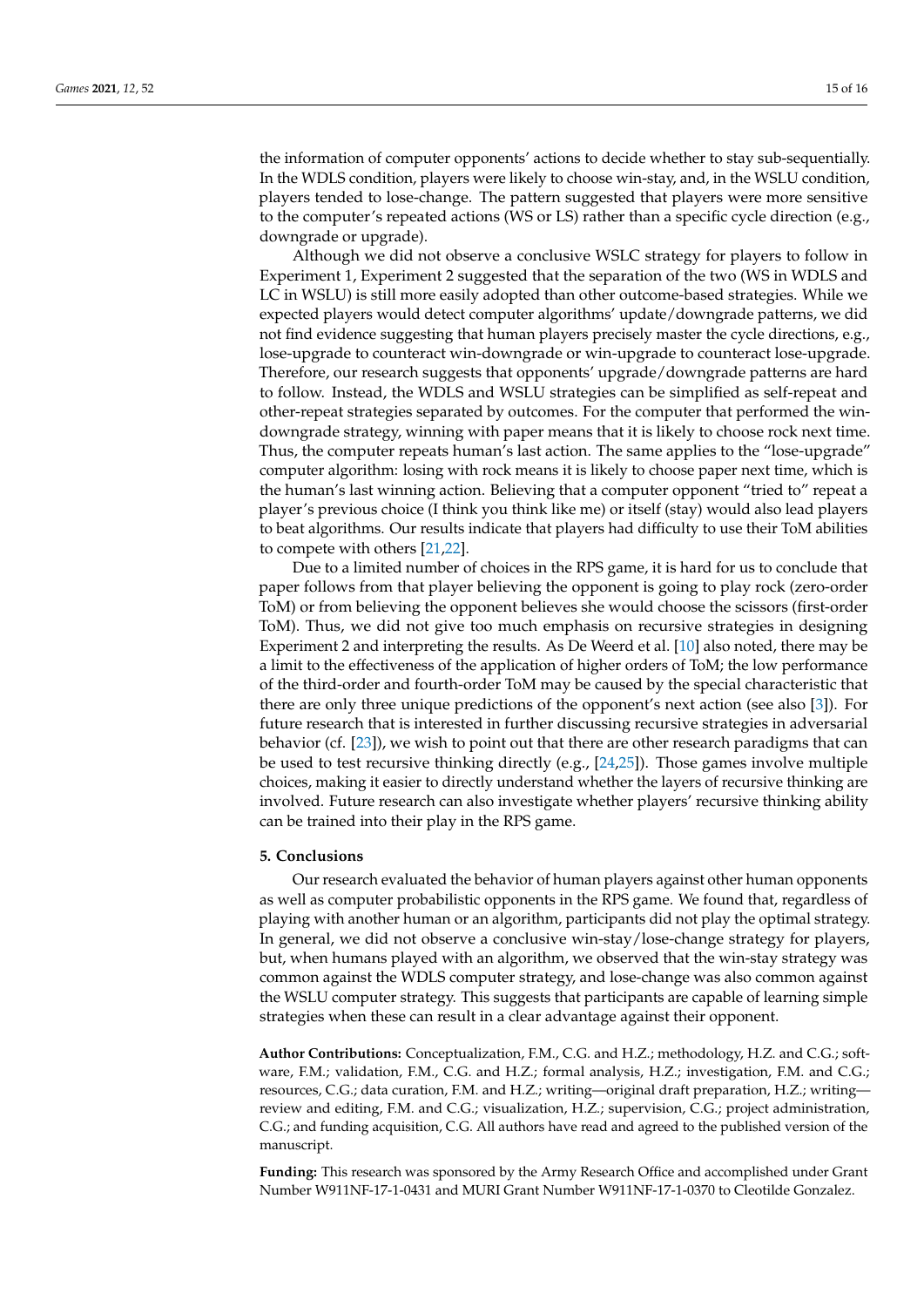the information of computer opponents' actions to decide whether to stay sub-sequentially. In the WDLS condition, players were likely to choose win-stay, and, in the WSLU condition, players tended to lose-change. The pattern suggested that players were more sensitive to the computer's repeated actions (WS or LS) rather than a specific cycle direction (e.g., downgrade or upgrade).

Although we did not observe a conclusive WSLC strategy for players to follow in Experiment 1, Experiment 2 suggested that the separation of the two (WS in WDLS and LC in WSLU) is still more easily adopted than other outcome-based strategies. While we expected players would detect computer algorithms' update/downgrade patterns, we did not find evidence suggesting that human players precisely master the cycle directions, e.g., lose-upgrade to counteract win-downgrade or win-upgrade to counteract lose-upgrade. Therefore, our research suggests that opponents' upgrade/downgrade patterns are hard to follow. Instead, the WDLS and WSLU strategies can be simplified as self-repeat and other-repeat strategies separated by outcomes. For the computer that performed the win-downgrade strategy, winning with paper means that it is likely to choose rock next time. Thus, the computer repeats human's last action. The same applies to the "lose-upgrade" computer algorithm: losing with rock means it is likely to choose paper next time, which is the human's last winning action. Believing that a computer opponent "tried to" repeat a player's previous choice (I think you think like me) or itself (stay) would also lead players to beat algorithms. Our results indicate that players had difficulty to use their ToM abilities to compete with others [21,22].

Due to a limited number of choices in the RPS game, it is hard for us to conclude that paper follows from that player believing the opponent is going to play rock (zero-order ToM) or from believing the opponent believes she would choose the scissors (first-order ToM). Thus, we did not give too much emphasis on recursive strategies in designing Experiment 2 and interpreting the results. As De Weerd et al. [10] also noted, there may be a limit to the effectiveness of the application of higher orders of ToM; the low performance of the third-order and fourth-order ToM may be caused by the special characteristic that there are only three unique predictions of the opponent's next action (see also [3]). For future research that is interested in further discussing recursive strategies in adversarial behavior (cf. [23]), we wish to point out that there are other research paradigms that can be used to test recursive thinking directly (e.g., [24,25]). Those games involve multiple choices, making it easier to directly understand whether the layers of recursive thinking are involved. Future research can also investigate whether players' recursive thinking ability can be trained into their play in the RPS game.

## 5. Conclusions

Our research evaluated the behavior of human players against other human opponents as well as computer probabilistic opponents in the RPS game. We found that, regardless of playing with another human or an algorithm, participants did not play the optimal strategy. In general, we did not observe a conclusive win-stay/lose-change strategy for players, but, when humans played with an algorithm, we observed that the win-stay strategy was common against the WDLS computer strategy, and lose-change was also common against the WSLU computer strategy. This suggests that participants are capable of learning simple strategies when these can result in a clear advantage against their opponent.

**Author Contributions:** Conceptualization, F.M., C.G. and H.Z.; methodology, H.Z. and C.G.; software, F.M.; validation, F.M., C.G. and H.Z.; formal analysis, H.Z.; investigation, F.M. and C.G.; resources, C.G.; data curation, F.M. and H.Z.; writing—original draft preparation, H.Z.; writing—review and editing, F.M. and C.G.; visualization, H.Z.; supervision, C.G.; project administration, C.G.; and funding acquisition, C.G. All authors have read and agreed to the published version of the manuscript.

**Funding:** This research was sponsored by the Army Research Office and accomplished under Grant Number W911NF-17-1-0431 and MURI Grant Number W911NF-17-1-0370 to Cleotilde Gonzalez.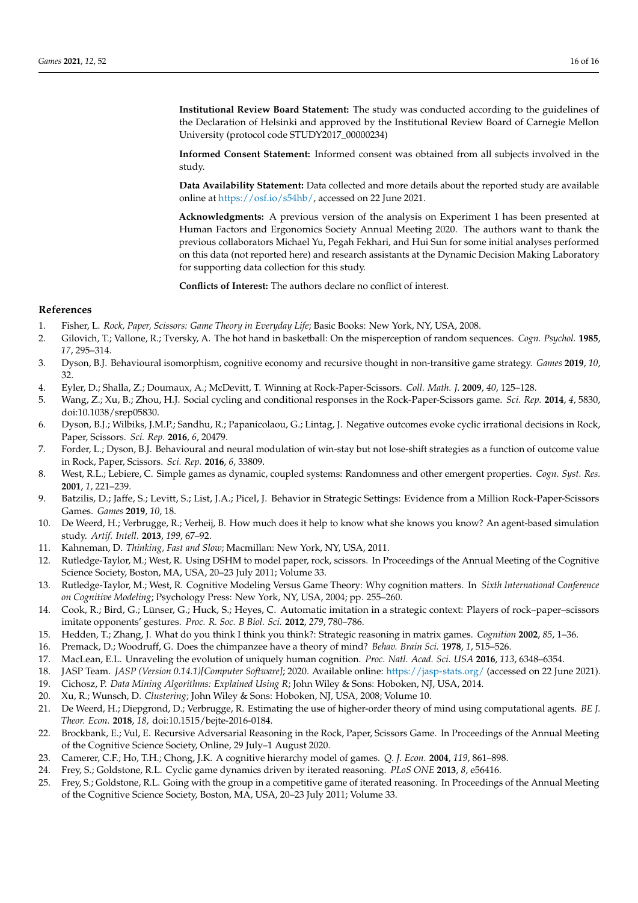**Institutional Review Board Statement:** The study was conducted according to the guidelines of the Declaration of Helsinki and approved by the Institutional Review Board of Carnegie Mellon University (protocol code STUDY2017_00000234)

**Informed Consent Statement:** Informed consent was obtained from all subjects involved in the study.

**Data Availability Statement:** Data collected and more details about the reported study are available online at https://osf.io/s54hb/, accessed on 22 June 2021.

**Acknowledgments:** A previous version of the analysis on Experiment 1 has been presented at Human Factors and Ergonomics Society Annual Meeting 2020. The authors want to thank the previous collaborators Michael Yu, Pegah Fekhari, and Hui Sun for some initial analyses performed on this data (not reported here) and research assistants at the Dynamic Decision Making Laboratory for supporting data collection for this study.

**Conflicts of Interest:** The authors declare no conflict of interest.

## References

1. Fisher, L. *Rock, Paper, Scissors: Game Theory in Everyday Life*; Basic Books: New York, NY, USA, 2008.
2. Gilovich, T.; Vallone, R.; Tversky, A. The hot hand in basketball: On the misperception of random sequences. *Cogn. Psychol.* **1985**, *17*, 295–314.
3. Dyson, B.J. Behavioural isomorphism, cognitive economy and recursive thought in non-transitive game strategy. *Games* **2019**, *10*, 32.
4. Eyler, D.; Shalla, Z.; Doumaux, A.; McDevitt, T. Winning at Rock-Paper-Scissors. *Coll. Math. J.* **2009**, *40*, 125–128.
5. Wang, Z.; Xu, B.; Zhou, H.J. Social cycling and conditional responses in the Rock-Paper-Scissors game. *Sci. Rep.* **2014**, *4*, 5830, doi:10.1038/srep05830.
6. Dyson, B.J.; Wilbiks, J.M.P.; Sandhu, R.; Papanicolaou, G.; Lintag, J. Negative outcomes evoke cyclic irrational decisions in Rock, Paper, Scissors. *Sci. Rep.* **2016**, *6*, 20479.
7. Forder, L.; Dyson, B.J. Behavioural and neural modulation of win-stay but not lose-shift strategies as a function of outcome value in Rock, Paper, Scissors. *Sci. Rep.* **2016**, *6*, 33809.
8. West, R.L.; Lebiere, C. Simple games as dynamic, coupled systems: Randomness and other emergent properties. *Cogn. Syst. Res.* **2001**, *1*, 221–239.
9. Batzilis, D.; Jaffe, S.; Levitt, S.; List, J.A.; Picel, J. Behavior in Strategic Settings: Evidence from a Million Rock-Paper-Scissors Games. *Games* **2019**, *10*, 18.
10. De Weerd, H.; Verbrugge, R.; Verheij, B. How much does it help to know what she knows you know? An agent-based simulation study. *Artif. Intell.* **2013**, *199*, 67–92.
11. Kahneman, D. *Thinking, Fast and Slow*; Macmillan: New York, NY, USA, 2011.
12. Rutledge-Taylor, M.; West, R. Using DSHM to model paper, rock, scissors. In Proceedings of the Annual Meeting of the Cognitive Science Society, Boston, MA, USA, 20–23 July 2011; Volume 33.
13. Rutledge-Taylor, M.; West, R. Cognitive Modeling Versus Game Theory: Why cognition matters. In *Sixth International Conference on Cognitive Modeling*; Psychology Press: New York, NY, USA, 2004; pp. 255–260.
14. Cook, R.; Bird, G.; Lünser, G.; Huck, S.; Heyes, C. Automatic imitation in a strategic context: Players of rock–paper–scissors imitate opponents' gestures. *Proc. R. Soc. B Biol. Sci.* **2012**, *279*, 780–786.
15. Hedden, T.; Zhang, J. What do you think I think you think?: Strategic reasoning in matrix games. *Cognition* **2002**, *85*, 1–36.
16. Premack, D.; Woodruff, G. Does the chimpanzee have a theory of mind? *Behav. Brain Sci.* **1978**, *1*, 515–526.
17. MacLean, E.L. Unraveling the evolution of uniquely human cognition. *Proc. Natl. Acad. Sci. USA* **2016**, *113*, 6348–6354.
18. JASP Team. *JASP (Version 0.14.1)[Computer Software]*; 2020. Available online: https://jasp-stats.org/ (accessed on 22 June 2021).
19. Cichosz, P. *Data Mining Algorithms: Explained Using R*; John Wiley & Sons: Hoboken, NJ, USA, 2014.
20. Xu, R.; Wunsch, D. *Clustering*; John Wiley & Sons: Hoboken, NJ, USA, 2008; Volume 10.
21. De Weerd, H.; Diepgrond, D.; Verbrugge, R. Estimating the use of higher-order theory of mind using computational agents. *BE J. Theor. Econ.* **2018**, *18*, doi:10.1515/bejte-2016-0184.
22. Brockbank, E.; Vul, E. Recursive Adversarial Reasoning in the Rock, Paper, Scissors Game. In Proceedings of the Annual Meeting of the Cognitive Science Society, Online, 29 July–1 August 2020.
23. Camerer, C.F.; Ho, T.H.; Chong, J.K. A cognitive hierarchy model of games. *Q. J. Econ.* **2004**, *119*, 861–898.
24. Frey, S.; Goldstone, R.L. Cyclic game dynamics driven by iterated reasoning. *PLoS ONE* **2013**, *8*, e56416.
25. Frey, S.; Goldstone, R.L. Going with the group in a competitive game of iterated reasoning. In Proceedings of the Annual Meeting of the Cognitive Science Society, Boston, MA, USA, 20–23 July 2011; Volume 33.